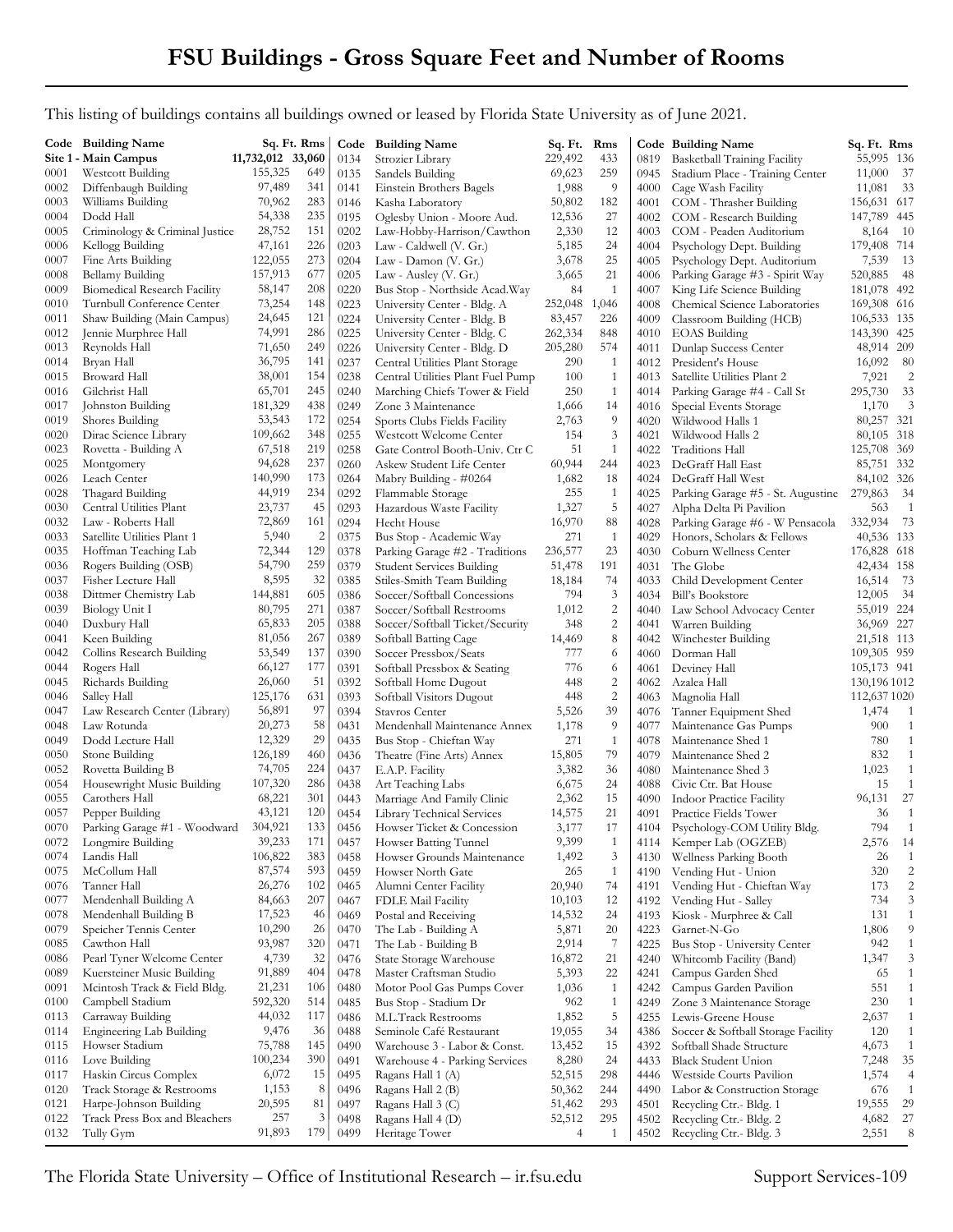# FSU Buildings - Gross Square Feet and Number of Rooms

This listing of buildings contains all buildings owned or leased by Florida State University as of June 2021.

| Code | Building Name | Sq. Ft. | Rms |
|---|---|---|---|
| **Site 1 - Main Campus** | | **11,732,012** | **33,060** |
| 0001 | Westcott Building | 155,325 | 649 |
| 0002 | Diffenbaugh Building | 97,489 | 341 |
| 0003 | Williams Building | 70,962 | 283 |
| 0004 | Dodd Hall | 54,338 | 235 |
| 0005 | Criminology & Criminal Justice | 28,752 | 151 |
| 0006 | Kellogg Building | 47,161 | 226 |
| 0007 | Fine Arts Building | 122,055 | 273 |
| 0008 | Bellamy Building | 157,913 | 677 |
| 0009 | Biomedical Research Facility | 58,147 | 208 |
| 0010 | Turnbull Conference Center | 73,254 | 148 |
| 0011 | Shaw Building (Main Campus) | 24,645 | 121 |
| 0012 | Jennie Murphree Hall | 74,991 | 286 |
| 0013 | Reynolds Hall | 71,650 | 249 |
| 0014 | Bryan Hall | 36,795 | 141 |
| 0015 | Broward Hall | 38,001 | 154 |
| 0016 | Gilchrist Hall | 65,701 | 245 |
| 0017 | Johnston Building | 181,329 | 438 |
| 0019 | Shores Building | 53,543 | 172 |
| 0020 | Dirac Science Library | 109,662 | 348 |
| 0023 | Rovetta - Building A | 67,518 | 219 |
| 0025 | Montgomery | 94,628 | 237 |
| 0026 | Leach Center | 140,990 | 173 |
| 0028 | Thagard Building | 44,919 | 234 |
| 0030 | Central Utilities Plant | 23,737 | 45 |
| 0032 | Law - Roberts Hall | 72,869 | 161 |
| 0033 | Satellite Utilities Plant 1 | 5,940 | 2 |
| 0035 | Hoffman Teaching Lab | 72,344 | 129 |
| 0036 | Rogers Building (OSB) | 54,790 | 259 |
| 0037 | Fisher Lecture Hall | 8,595 | 32 |
| 0038 | Dittmer Chemistry Lab | 144,881 | 605 |
| 0039 | Biology Unit I | 80,795 | 271 |
| 0040 | Duxbury Hall | 65,833 | 205 |
| 0041 | Keen Building | 81,056 | 267 |
| 0042 | Collins Research Building | 53,549 | 137 |
| 0044 | Rogers Hall | 66,127 | 177 |
| 0045 | Richards Building | 26,060 | 51 |
| 0046 | Salley Hall | 125,176 | 631 |
| 0047 | Law Research Center (Library) | 56,891 | 97 |
| 0048 | Law Rotunda | 20,273 | 58 |
| 0049 | Dodd Lecture Hall | 12,329 | 29 |
| 0050 | Stone Building | 126,189 | 460 |
| 0052 | Rovetta Building B | 74,705 | 224 |
| 0054 | Housewright Music Building | 107,320 | 286 |
| 0055 | Carothers Hall | 68,221 | 301 |
| 0057 | Pepper Building | 43,121 | 120 |
| 0070 | Parking Garage #1 - Woodward | 304,921 | 133 |
| 0072 | Longmire Building | 39,233 | 171 |
| 0074 | Landis Hall | 106,822 | 383 |
| 0075 | McCollum Hall | 87,574 | 593 |
| 0076 | Tanner Hall | 26,276 | 102 |
| 0077 | Mendenhall Building A | 84,663 | 207 |
| 0078 | Mendenhall Building B | 17,523 | 46 |
| 0079 | Speicher Tennis Center | 10,290 | 26 |
| 0085 | Cawthon Hall | 93,987 | 320 |
| 0086 | Pearl Tyner Welcome Center | 4,739 | 32 |
| 0089 | Kuersteiner Music Building | 91,889 | 404 |
| 0091 | Mcintosh Track & Field Bldg. | 21,231 | 106 |
| 0100 | Campbell Stadium | 592,320 | 514 |
| 0113 | Carraway Building | 44,032 | 117 |
| 0114 | Engineering Lab Building | 9,476 | 36 |
| 0115 | Howser Stadium | 75,788 | 145 |
| 0116 | Love Building | 100,234 | 390 |
| 0117 | Haskin Circus Complex | 6,072 | 15 |
| 0120 | Track Storage & Restrooms | 1,153 | 8 |
| 0121 | Harpe-Johnson Building | 20,595 | 81 |
| 0122 | Track Press Box and Bleachers | 257 | 3 |
| 0132 | Tully Gym | 91,893 | 179 |
| 0134 | Strozier Library | 229,492 | 433 |
| 0135 | Sandels Building | 69,623 | 259 |
| 0141 | Einstein Brothers Bagels | 1,988 | 9 |
| 0146 | Kasha Laboratory | 50,802 | 182 |
| 0195 | Oglesby Union - Moore Aud. | 12,536 | 27 |
| 0202 | Law-Hobby-Harrison/Cawthon | 2,330 | 12 |
| 0203 | Law - Caldwell (V. Gr.) | 5,185 | 24 |
| 0204 | Law - Damon (V. Gr.) | 3,678 | 25 |
| 0205 | Law - Ausley (V. Gr.) | 3,665 | 21 |
| 0220 | Bus Stop - Northside Acad.Way | 84 | 1 |
| 0223 | University Center - Bldg. A | 252,048 | 1,046 |
| 0224 | University Center - Bldg. B | 83,457 | 226 |
| 0225 | University Center - Bldg. C | 262,334 | 848 |
| 0226 | University Center - Bldg. D | 205,280 | 574 |
| 0237 | Central Utilities Plant Storage | 290 | 1 |
| 0238 | Central Utilities Plant Fuel Pump | 100 | 1 |
| 0240 | Marching Chiefs Tower & Field | 250 | 1 |
| 0249 | Zone 3 Maintenance | 1,666 | 14 |
| 0254 | Sports Clubs Fields Facility | 2,763 | 9 |
| 0255 | Westcott Welcome Center | 154 | 3 |
| 0258 | Gate Control Booth-Univ. Ctr C | 51 | 1 |
| 0260 | Askew Student Life Center | 60,944 | 244 |
| 0264 | Mabry Building - #0264 | 1,682 | 18 |
| 0292 | Flammable Storage | 255 | 1 |
| 0293 | Hazardous Waste Facility | 1,327 | 5 |
| 0294 | Hecht House | 16,970 | 88 |
| 0375 | Bus Stop - Academic Way | 271 | 1 |
| 0378 | Parking Garage #2 - Traditions | 236,577 | 23 |
| 0379 | Student Services Building | 51,478 | 191 |
| 0385 | Stiles-Smith Team Building | 18,184 | 74 |
| 0386 | Soccer/Softball Concessions | 794 | 3 |
| 0387 | Soccer/Softball Restrooms | 1,012 | 2 |
| 0388 | Soccer/Softball Ticket/Security | 348 | 2 |
| 0389 | Softball Batting Cage | 14,469 | 8 |
| 0390 | Soccer Pressbox/Seats | 777 | 6 |
| 0391 | Softball Pressbox & Seating | 776 | 6 |
| 0392 | Softball Home Dugout | 448 | 2 |
| 0393 | Softball Visitors Dugout | 448 | 2 |
| 0394 | Stavros Center | 5,526 | 39 |
| 0431 | Mendenhall Maintenance Annex | 1,178 | 9 |
| 0435 | Bus Stop - Chieftan Way | 271 | 1 |
| 0436 | Theatre (Fine Arts) Annex | 15,805 | 79 |
| 0437 | E.A.P. Facility | 3,382 | 36 |
| 0438 | Art Teaching Labs | 6,675 | 24 |
| 0443 | Marriage And Family Clinic | 2,362 | 15 |
| 0454 | Library Technical Services | 14,575 | 21 |
| 0456 | Howser Ticket & Concession | 3,177 | 17 |
| 0457 | Howser Batting Tunnel | 9,399 | 1 |
| 0458 | Howser Grounds Maintenance | 1,492 | 3 |
| 0459 | Howser North Gate | 265 | 1 |
| 0465 | Alumni Center Facility | 20,940 | 74 |
| 0467 | FDLE Mail Facility | 10,103 | 12 |
| 0469 | Postal and Receiving | 14,532 | 24 |
| 0470 | The Lab - Building A | 5,871 | 20 |
| 0471 | The Lab - Building B | 2,914 | 7 |
| 0476 | State Storage Warehouse | 16,872 | 21 |
| 0478 | Master Craftsman Studio | 5,393 | 22 |
| 0480 | Motor Pool Gas Pumps Cover | 1,036 | 1 |
| 0485 | Bus Stop - Stadium Dr | 962 | 1 |
| 0486 | M.L.Track Restrooms | 1,852 | 5 |
| 0488 | Seminole Café Restaurant | 19,055 | 34 |
| 0490 | Warehouse 3 - Labor & Const. | 13,452 | 15 |
| 0491 | Warehouse 4 - Parking Services | 8,280 | 24 |
| 0495 | Ragans Hall 1 (A) | 52,515 | 298 |
| 0496 | Ragans Hall 2 (B) | 50,362 | 244 |
| 0497 | Ragans Hall 3 (C) | 51,462 | 293 |
| 0498 | Ragans Hall 4 (D) | 52,512 | 295 |
| 0499 | Heritage Tower | 4 | 1 |
| 0819 | Basketball Training Facility | 55,995 | 136 |
| 0945 | Stadium Place - Training Center | 11,000 | 37 |
| 4000 | Cage Wash Facility | 11,081 | 33 |
| 4001 | COM - Thrasher Building | 156,631 | 617 |
| 4002 | COM - Research Building | 147,789 | 445 |
| 4003 | COM - Peaden Auditorium | 8,164 | 10 |
| 4004 | Psychology Dept. Building | 179,408 | 714 |
| 4005 | Psychology Dept. Auditorium | 7,539 | 13 |
| 4006 | Parking Garage #3 - Spirit Way | 520,885 | 48 |
| 4007 | King Life Science Building | 181,078 | 492 |
| 4008 | Chemical Science Laboratories | 169,308 | 616 |
| 4009 | Classroom Building (HCB) | 106,533 | 135 |
| 4010 | EOAS Building | 143,390 | 425 |
| 4011 | Dunlap Success Center | 48,914 | 209 |
| 4012 | President's House | 16,092 | 80 |
| 4013 | Satellite Utilities Plant 2 | 7,921 | 2 |
| 4014 | Parking Garage #4 - Call St | 295,730 | 33 |
| 4016 | Special Events Storage | 1,170 | 3 |
| 4020 | Wildwood Halls 1 | 80,257 | 321 |
| 4021 | Wildwood Halls 2 | 80,105 | 318 |
| 4022 | Traditions Hall | 125,708 | 369 |
| 4023 | DeGraff Hall East | 85,751 | 332 |
| 4024 | DeGraff Hall West | 84,102 | 326 |
| 4025 | Parking Garage #5 - St. Augustine | 279,863 | 34 |
| 4027 | Alpha Delta Pi Pavilion | 563 | 1 |
| 4028 | Parking Garage #6 - W Pensacola | 332,934 | 73 |
| 4029 | Honors, Scholars & Fellows | 40,536 | 133 |
| 4030 | Coburn Wellness Center | 176,828 | 618 |
| 4031 | The Globe | 42,434 | 158 |
| 4033 | Child Development Center | 16,514 | 73 |
| 4034 | Bill's Bookstore | 12,005 | 34 |
| 4040 | Law School Advocacy Center | 55,019 | 224 |
| 4041 | Warren Building | 36,969 | 227 |
| 4042 | Winchester Building | 21,518 | 113 |
| 4060 | Dorman Hall | 109,305 | 959 |
| 4061 | Deviney Hall | 105,173 | 941 |
| 4062 | Azalea Hall | 130,196 | 1012 |
| 4063 | Magnolia Hall | 112,637 | 1020 |
| 4076 | Tanner Equipment Shed | 1,474 | 1 |
| 4077 | Maintenance Gas Pumps | 900 | 1 |
| 4078 | Maintenance Shed 1 | 780 | 1 |
| 4079 | Maintenance Shed 2 | 832 | 1 |
| 4080 | Maintenance Shed 3 | 1,023 | 1 |
| 4088 | Civic Ctr. Bat House | 15 | 1 |
| 4090 | Indoor Practice Facility | 96,131 | 27 |
| 4091 | Practice Fields Tower | 36 | 1 |
| 4104 | Psychology-COM Utility Bldg. | 794 | 1 |
| 4114 | Kemper Lab (OGZEB) | 2,576 | 14 |
| 4130 | Wellness Parking Booth | 26 | 1 |
| 4190 | Vending Hut - Union | 320 | 2 |
| 4191 | Vending Hut - Chieftan Way | 173 | 2 |
| 4192 | Vending Hut - Salley | 734 | 3 |
| 4193 | Kiosk - Murphree & Call | 131 | 1 |
| 4223 | Garnet-N-Go | 1,806 | 9 |
| 4225 | Bus Stop - University Center | 942 | 1 |
| 4240 | Whitcomb Facility (Band) | 1,347 | 3 |
| 4241 | Campus Garden Shed | 65 | 1 |
| 4242 | Campus Garden Pavilion | 551 | 1 |
| 4249 | Zone 3 Maintenance Storage | 230 | 1 |
| 4255 | Lewis-Greene House | 2,637 | 1 |
| 4386 | Soccer & Softball Storage Facility | 120 | 1 |
| 4392 | Softball Shade Structure | 4,673 | 1 |
| 4433 | Black Student Union | 7,248 | 35 |
| 4446 | Westside Courts Pavilion | 1,574 | 4 |
| 4490 | Labor & Construction Storage | 676 | 1 |
| 4501 | Recycling Ctr.- Bldg. 1 | 19,555 | 29 |
| 4502 | Recycling Ctr.- Bldg. 2 | 4,682 | 27 |
| 4502 | Recycling Ctr.- Bldg. 3 | 2,551 | 8 |

The Florida State University – Office of Institutional Research – ir.fsu.edu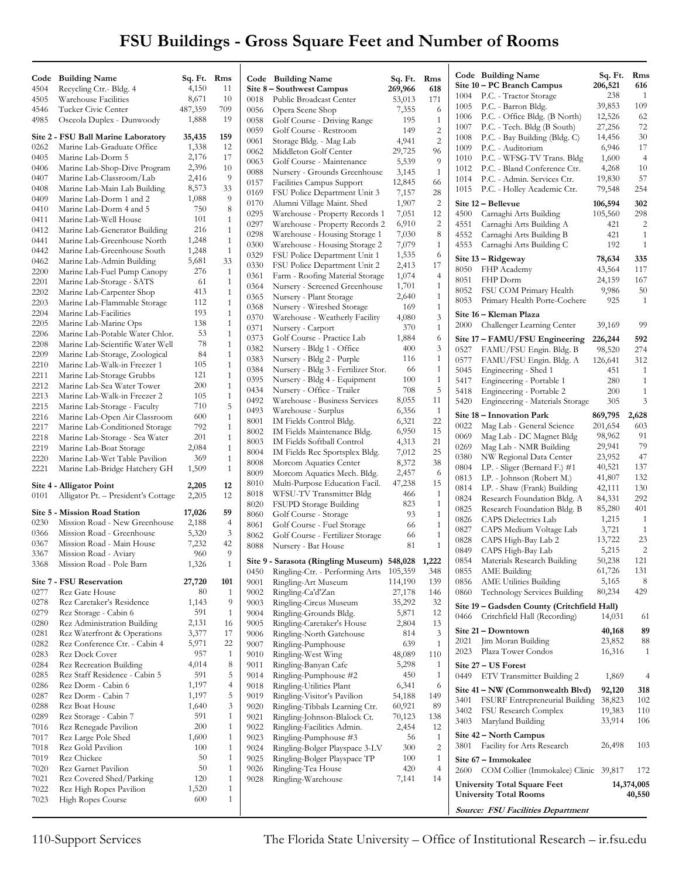# FSU Buildings - Gross Square Feet and Number of Rooms

| Code | Building Name | Sq. Ft. | Rms |
|---|---|---|---|
| 4504 | Recycling Ctr.- Bldg. 4 | 4,150 | 11 |
| 4505 | Warehouse Facilities | 8,671 | 10 |
| 4546 | Tucker Civic Center | 487,359 | 709 |
| 4985 | Osceola Duplex - Dunwoody | 1,888 | 19 |
| | **Site 2 - FSU Ball Marine Laboratory** | **35,435** | **159** |
| 0262 | Marine Lab-Graduate Office | 1,338 | 12 |
| 0405 | Marine Lab-Dorm 5 | 2,176 | 17 |
| 0406 | Marine Lab-Shop-Dive Program | 2,396 | 10 |
| 0407 | Marine Lab-Classroom/Lab | 2,416 | 9 |
| 0408 | Marine Lab-Main Lab Building | 8,573 | 33 |
| 0409 | Marine Lab-Dorm 1 and 2 | 1,088 | 9 |
| 0410 | Marine Lab-Dorm 4 and 5 | 750 | 8 |
| 0411 | Marine Lab-Well House | 101 | 1 |
| 0412 | Marine Lab-Generator Building | 216 | 1 |
| 0441 | Marine Lab-Greenhouse North | 1,248 | 1 |
| 0442 | Marine Lab-Greenhouse South | 1,248 | 1 |
| 0462 | Marine Lab-Admin Building | 5,681 | 33 |
| 2200 | Marine Lab-Fuel Pump Canopy | 276 | 1 |
| 2201 | Marine Lab-Storage - SATS | 61 | 1 |
| 2202 | Marine Lab-Carpenter Shop | 413 | 1 |
| 2203 | Marine Lab-Flammable Storage | 112 | 1 |
| 2204 | Marine Lab-Facilities | 193 | 1 |
| 2205 | Marine Lab-Marine Ops | 138 | 1 |
| 2206 | Marine Lab-Potable Water Chlor. | 53 | 1 |
| 2208 | Marine Lab-Scientific Water Well | 78 | 1 |
| 2209 | Marine Lab-Storage, Zoological | 84 | 1 |
| 2210 | Marine Lab-Walk-in Freezer 1 | 105 | 1 |
| 2211 | Marine Lab-Storage Grubbs | 121 | 1 |
| 2212 | Marine Lab-Sea Water Tower | 200 | 1 |
| 2213 | Marine Lab-Walk-in Freezer 2 | 105 | 1 |
| 2215 | Marine Lab-Storage - Faculty | 710 | 5 |
| 2216 | Marine Lab-Open Air Classroom | 600 | 1 |
| 2217 | Marine Lab-Conditioned Storage | 792 | 1 |
| 2218 | Marine Lab-Storage - Sea Water | 201 | 1 |
| 2219 | Marine Lab-Boat Storage | 2,084 | 1 |
| 2220 | Marine Lab-Wet Table Pavilion | 369 | 1 |
| 2221 | Marine Lab-Bridge Hatchery GH | 1,509 | 1 |
| | **Site 4 - Alligator Point** | **2,205** | **12** |
| 0101 | Alligator Pt. – President's Cottage | 2,205 | 12 |
| | **Site 5 - Mission Road Station** | **17,026** | **59** |
| 0230 | Mission Road - New Greenhouse | 2,188 | 4 |
| 0366 | Mission Road - Greenhouse | 5,320 | 3 |
| 0367 | Mission Road - Main House | 7,232 | 42 |
| 3367 | Mission Road - Aviary | 960 | 9 |
| 3368 | Mission Road - Pole Barn | 1,326 | 1 |
| | **Site 7 - FSU Reservation** | **27,720** | **101** |
| 0277 | Rez Gate House | 80 | 1 |
| 0278 | Rez Caretaker's Residence | 1,143 | 9 |
| 0279 | Rez Storage - Cabin 6 | 591 | 1 |
| 0280 | Rez Administration Building | 2,131 | 16 |
| 0281 | Rez Waterfront & Operations | 3,377 | 17 |
| 0282 | Rez Conference Ctr. - Cabin 4 | 5,971 | 22 |
| 0283 | Rez Dock Cover | 957 | 1 |
| 0284 | Rez Recreation Building | 4,014 | 8 |
| 0285 | Rez Staff Residence - Cabin 5 | 591 | 5 |
| 0286 | Rez Dorm - Cabin 6 | 1,197 | 4 |
| 0287 | Rez Dorm - Cabin 7 | 1,197 | 5 |
| 0288 | Rez Boat House | 1,640 | 3 |
| 0289 | Rez Storage - Cabin 7 | 591 | 1 |
| 7016 | Rez Renegade Pavilion | 200 | 1 |
| 7017 | Rez Large Pole Shed | 1,600 | 1 |
| 7018 | Rez Gold Pavilion | 100 | 1 |
| 7019 | Rez Chickee | 50 | 1 |
| 7020 | Rez Garnet Pavilion | 50 | 1 |
| 7021 | Rez Covered Shed/Parking | 120 | 1 |
| 7022 | Rez High Ropes Pavilion | 1,520 | 1 |
| 7023 | High Ropes Course | 600 | 1 |

| Code | Building Name | Sq. Ft. | Rms |
|---|---|---|---|
| | **Site 8 – Southwest Campus** | **269,966** | **618** |
| 0018 | Public Broadcast Center | 53,013 | 171 |
| 0056 | Opera Scene Shop | 7,355 | 6 |
| 0058 | Golf Course - Driving Range | 195 | 1 |
| 0059 | Golf Course - Restroom | 149 | 2 |
| 0061 | Storage Bldg. - Mag Lab | 4,941 | 2 |
| 0062 | Middleton Golf Center | 29,725 | 96 |
| 0063 | Golf Course - Maintenance | 5,539 | 9 |
| 0088 | Nursery - Grounds Greenhouse | 3,145 | 1 |
| 0157 | Facilities Campus Support | 12,845 | 66 |
| 0169 | FSU Police Department Unit 3 | 7,157 | 28 |
| 0170 | Alumni Village Maint. Shed | 1,907 | 2 |
| 0295 | Warehouse - Property Records 1 | 7,051 | 12 |
| 0297 | Warehouse - Property Records 2 | 6,910 | 2 |
| 0298 | Warehouse - Housing Storage 1 | 7,030 | 8 |
| 0300 | Warehouse - Housing Storage 2 | 7,079 | 1 |
| 0329 | FSU Police Department Unit 1 | 1,535 | 6 |
| 0330 | FSU Police Department Unit 2 | 2,413 | 17 |
| 0361 | Farm - Roofing Material Storage | 1,074 | 4 |
| 0364 | Nursery - Screened Greenhouse | 1,701 | 1 |
| 0365 | Nursery - Plant Storage | 2,640 | 1 |
| 0368 | Nursery - Wireshed Storage | 169 | 1 |
| 0370 | Warehouse - Weatherly Facility | 4,080 | 3 |
| 0371 | Nursery - Carport | 370 | 1 |
| 0373 | Golf Course - Practice Lab | 1,884 | 6 |
| 0382 | Nursery - Bldg 1 - Office | 400 | 3 |
| 0383 | Nursery - Bldg 2 - Purple | 116 | 1 |
| 0384 | Nursery - Bldg 3 - Fertilizer Stor. | 66 | 1 |
| 0395 | Nursery - Bldg 4 - Equipment | 100 | 1 |
| 0434 | Nursery - Office - Trailer | 708 | 5 |
| 0492 | Warehouse - Business Services | 8,055 | 11 |
| 0493 | Warehouse - Surplus | 6,356 | 1 |
| 8001 | IM Fields Control Bldg. | 6,321 | 22 |
| 8002 | IM Fields Maintenance Bldg. | 6,950 | 15 |
| 8003 | IM Fields Softball Control | 4,313 | 21 |
| 8004 | IM Fields Rec Sportsplex Bldg. | 7,012 | 25 |
| 8008 | Morcom Aquatics Center | 8,372 | 38 |
| 8009 | Morcom Aquatics Mech. Bldg. | 2,457 | 6 |
| 8010 | Multi-Purpose Education Facil. | 47,238 | 15 |
| 8018 | WFSU-TV Transmitter Bldg | 466 | 1 |
| 8020 | FSUPD Storage Building | 823 | 1 |
| 8060 | Golf Course - Storage | 93 | 1 |
| 8061 | Golf Course - Fuel Storage | 66 | 1 |
| 8062 | Golf Course - Fertilizer Storage | 66 | 1 |
| 8088 | Nursery - Bat House | 81 | 1 |
| | **Site 9 - Sarasota (Ringling Museum)** | **548,028** | **1,222** |
| 0450 | Ringling-Ctr. - Performing Arts | 105,359 | 348 |
| 9001 | Ringling-Art Museum | 114,190 | 139 |
| 9002 | Ringling-Ca'd'Zan | 27,178 | 146 |
| 9003 | Ringling-Circus Museum | 35,292 | 32 |
| 9004 | Ringling-Grounds Bldg. | 5,871 | 12 |
| 9005 | Ringling-Caretaker's House | 2,804 | 13 |
| 9006 | Ringling-North Gatehouse | 814 | 3 |
| 9007 | Ringling-Pumphouse | 639 | 1 |
| 9010 | Ringling-West Wing | 48,089 | 110 |
| 9011 | Ringling-Banyan Cafe | 5,298 | 1 |
| 9014 | Ringling-Pumphouse #2 | 450 | 1 |
| 9018 | Ringling-Utilities Plant | 6,341 | 6 |
| 9019 | Ringling-Visitor's Pavilion | 54,188 | 149 |
| 9020 | Ringling-Tibbals Learning Ctr. | 60,921 | 89 |
| 9021 | Ringling-Johnson-Blalock Ct. | 70,123 | 138 |
| 9022 | Ringling-Facilities Admin. | 2,454 | 12 |
| 9023 | Ringling-Pumphouse #3 | 56 | 1 |
| 9024 | Ringling-Bolger Playspace 3-LV | 300 | 2 |
| 9025 | Ringling-Bolger Playspace TP | 100 | 1 |
| 9026 | Ringling-Tea House | 420 | 4 |
| 9028 | Ringling-Warehouse | 7,141 | 14 |

| Code | Building Name | Sq. Ft. | Rms |
|---|---|---|---|
| | **Site 10 – PC Branch Campus** | **206,521** | **616** |
| 1004 | P.C. - Tractor Storage | 238 | 1 |
| 1005 | P.C. - Barron Bldg. | 39,853 | 109 |
| 1006 | P.C. - Office Bldg. (B North) | 12,526 | 62 |
| 1007 | P.C. - Tech. Bldg (B South) | 27,256 | 72 |
| 1008 | P.C. - Bay Building (Bldg. C) | 14,456 | 30 |
| 1009 | P.C. - Auditorium | 6,946 | 17 |
| 1010 | P.C. - WFSG-TV Trans. Bldg | 1,600 | 4 |
| 1012 | P.C. - Bland Conference Ctr. | 4,268 | 10 |
| 1014 | P.C. - Admin. Services Ctr. | 19,830 | 57 |
| 1015 | P.C. - Holley Academic Ctr. | 79,548 | 254 |
| | **Site 12 – Bellevue** | **106,594** | **302** |
| 4500 | Carnaghi Arts Building | 105,560 | 298 |
| 4551 | Carnaghi Arts Building A | 421 | 2 |
| 4552 | Carnaghi Arts Building B | 421 | 1 |
| 4553 | Carnaghi Arts Building C | 192 | 1 |
| | **Site 13 – Ridgeway** | **78,634** | **335** |
| 8050 | FHP Academy | 43,564 | 117 |
| 8051 | FHP Dorm | 24,159 | 167 |
| 8052 | FSU COM Primary Health | 9,986 | 50 |
| 8053 | Primary Health Porte-Cochere | 925 | 1 |
| | **Site 16 – Kleman Plaza** | | |
| 2000 | Challenger Learning Center | 39,169 | 99 |
| | **Site 17 – FAMU/FSU Engineering** | **226,244** | **592** |
| 0527 | FAMU/FSU Engin. Bldg. B | 98,520 | 274 |
| 0577 | FAMU/FSU Engin. Bldg. A | 126,641 | 312 |
| 5045 | Engineering - Shed 1 | 451 | 1 |
| 5417 | Engineering - Portable 1 | 280 | 1 |
| 5418 | Engineering - Portable 2 | 200 | 1 |
| 5420 | Engineering - Materials Storage | 305 | 3 |
| | **Site 18 – Innovation Park** | **869,795** | **2,628** |
| 0022 | Mag Lab - General Science | 201,654 | 603 |
| 0069 | Mag Lab - DC Magnet Bldg | 98,962 | 91 |
| 0269 | Mag Lab - NMR Building | 29,941 | 79 |
| 0380 | NW Regional Data Center | 23,952 | 47 |
| 0804 | I.P. - Sliger (Bernard F.) #1 | 40,521 | 137 |
| 0813 | I.P. - Johnson (Robert M.) | 41,807 | 132 |
| 0814 | I.P. - Shaw (Frank) Building | 42,111 | 130 |
| 0824 | Research Foundation Bldg. A | 84,331 | 292 |
| 0825 | Research Foundation Bldg. B | 85,280 | 401 |
| 0826 | CAPS Dielectrics Lab | 1,215 | 1 |
| 0827 | CAPS Medium Voltage Lab | 3,721 | 1 |
| 0828 | CAPS High-Bay Lab 2 | 13,722 | 23 |
| 0849 | CAPS High-Bay Lab | 5,215 | 2 |
| 0854 | Materials Research Building | 50,238 | 121 |
| 0855 | AME Building | 61,726 | 131 |
| 0856 | AME Utilities Building | 5,165 | 8 |
| 0860 | Technology Services Building | 80,234 | 429 |
| | **Site 19 – Gadsden County (Critchfield Hall)** | | |
| 0466 | Critchfield Hall (Recording) | 14,031 | 61 |
| | **Site 21 – Downtown** | **40,168** | **89** |
| 2021 | Jim Moran Building | 23,852 | 88 |
| 2023 | Plaza Tower Condos | 16,316 | 1 |
| | **Site 27 – US Forest** | | |
| 0449 | ETV Transmitter Building 2 | 1,869 | 4 |
| | **Site 41 – NW (Commonwealth Blvd)** | **92,120** | **318** |
| 3401 | FSURF Entrepreneurial Building | 38,823 | 102 |
| 3402 | FSU Research Complex | 19,383 | 110 |
| 3403 | Maryland Building | 33,914 | 106 |
| | **Site 42 – North Campus** | | |
| 3801 | Facility for Arts Research | 26,498 | 103 |
| | **Site 67 – Immokalee** | | |
| 2600 | COM Collier (Immokalee) Clinic | 39,817 | 172 |

| | |
|---|---|
| **University Total Square Feet** | **14,374,005** |
| **University Total Rooms** | **40,550** |

***Source: FSU Facilities Department***